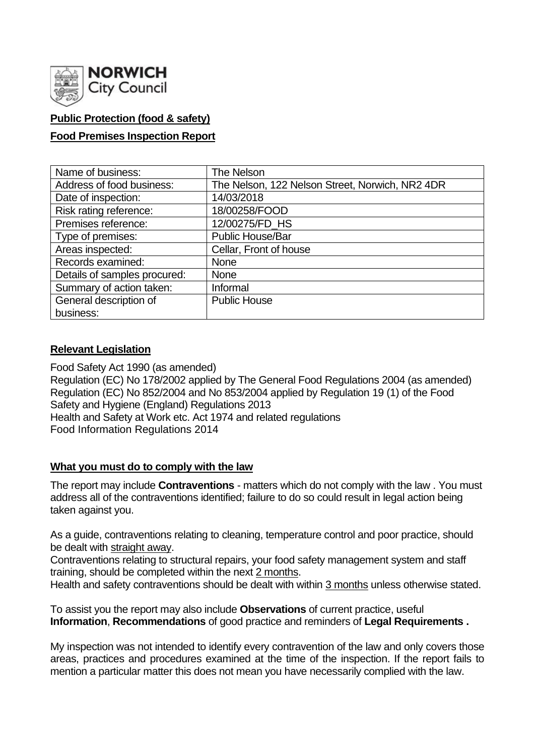NORWICH City Council

**Public Protection (food & safety)**

**Food Premises Inspection Report**

| Name of business: | The Nelson |
|---|---|
| Address of food business: | The Nelson, 122 Nelson Street, Norwich, NR2 4DR |
| Date of inspection: | 14/03/2018 |
| Risk rating reference: | 18/00258/FOOD |
| Premises reference: | 12/00275/FD_HS |
| Type of premises: | Public House/Bar |
| Areas inspected: | Cellar, Front of house |
| Records examined: | None |
| Details of samples procured: | None |
| Summary of action taken: | Informal |
| General description of business: | Public House |

**Relevant Legislation**

Food Safety Act 1990 (as amended)
Regulation (EC) No 178/2002 applied by The General Food Regulations 2004 (as amended)
Regulation (EC) No 852/2004 and No 853/2004 applied by Regulation 19 (1) of the Food Safety and Hygiene (England) Regulations 2013
Health and Safety at Work etc. Act 1974 and related regulations
Food Information Regulations 2014

**What you must do to comply with the law**

The report may include **Contraventions** - matters which do not comply with the law . You must address all of the contraventions identified; failure to do so could result in legal action being taken against you.

As a guide, contraventions relating to cleaning, temperature control and poor practice, should be dealt with straight away.
Contraventions relating to structural repairs, your food safety management system and staff training, should be completed within the next 2 months.
Health and safety contraventions should be dealt with within 3 months unless otherwise stated.

To assist you the report may also include **Observations** of current practice, useful **Information**, **Recommendations** of good practice and reminders of **Legal Requirements .**

My inspection was not intended to identify every contravention of the law and only covers those areas, practices and procedures examined at the time of the inspection. If the report fails to mention a particular matter this does not mean you have necessarily complied with the law.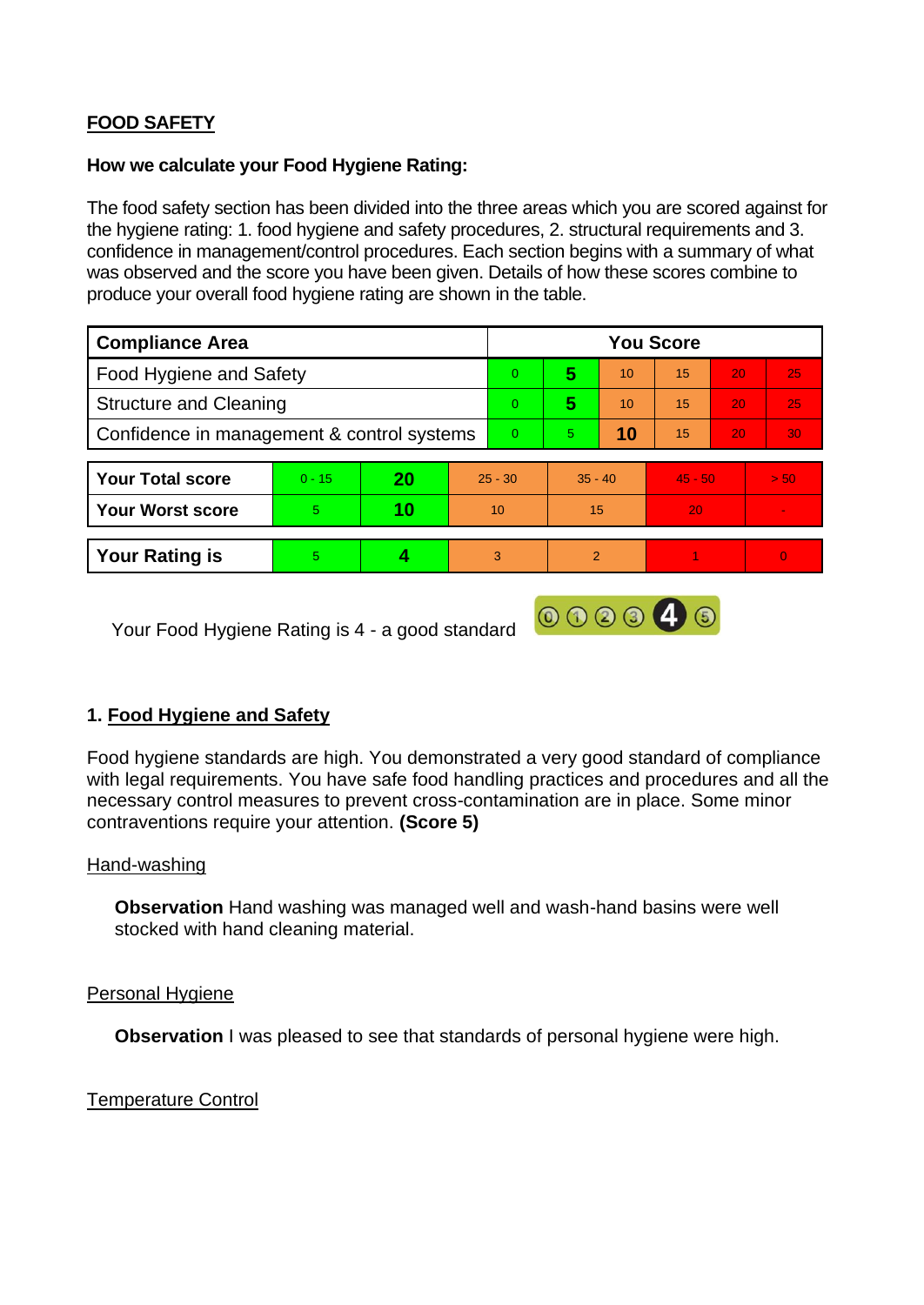## FOOD SAFETY

**How we calculate your Food Hygiene Rating:**

The food safety section has been divided into the three areas which you are scored against for the hygiene rating: 1. food hygiene and safety procedures, 2. structural requirements and 3. confidence in management/control procedures. Each section begins with a summary of what was observed and the score you have been given. Details of how these scores combine to produce your overall food hygiene rating are shown in the table.

| Compliance Area | You Score | | | | | |
|---|---|---|---|---|---|---|
| Food Hygiene and Safety | 0 | **5** | 10 | 15 | 20 | 25 |
| Structure and Cleaning | 0 | **5** | 10 | 15 | 20 | 25 |
| Confidence in management & control systems | 0 | 5 | **10** | 15 | 20 | 30 |

| | | | | | | |
|---|---|---|---|---|---|---|
| **Your Total score** | 0 - 15 | **20** | 25 - 30 | 35 - 40 | 45 - 50 | > 50 |
| **Your Worst score** | 5 | **10** | 10 | 15 | 20 | - |

| | | | | | | |
|---|---|---|---|---|---|---|
| **Your Rating is** | 5 | **4** | 3 | 2 | 1 | 0 |

Your Food Hygiene Rating is 4 - a good standard

### 1. Food Hygiene and Safety

Food hygiene standards are high. You demonstrated a very good standard of compliance with legal requirements. You have safe food handling practices and procedures and all the necessary control measures to prevent cross-contamination are in place. Some minor contraventions require your attention. **(Score 5)**

Hand-washing

**Observation** Hand washing was managed well and wash-hand basins were well stocked with hand cleaning material.

Personal Hygiene

**Observation** I was pleased to see that standards of personal hygiene were high.

Temperature Control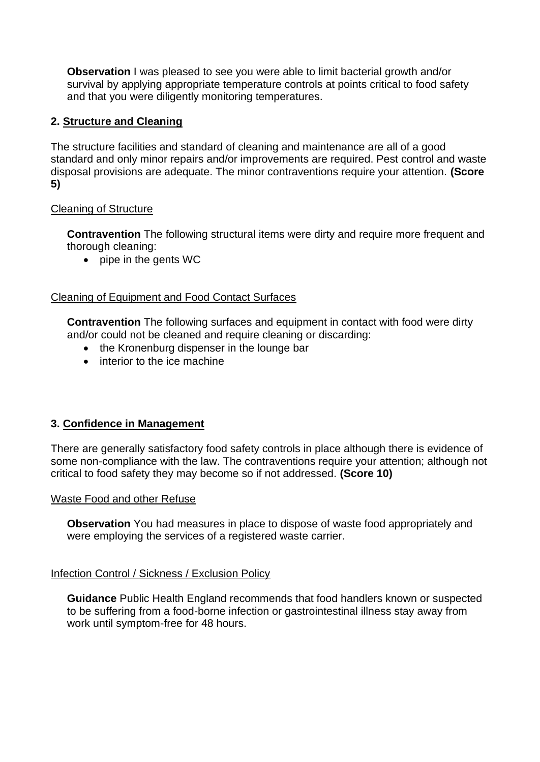**Observation** I was pleased to see you were able to limit bacterial growth and/or survival by applying appropriate temperature controls at points critical to food safety and that you were diligently monitoring temperatures.

## 2. Structure and Cleaning

The structure facilities and standard of cleaning and maintenance are all of a good standard and only minor repairs and/or improvements are required. Pest control and waste disposal provisions are adequate. The minor contraventions require your attention. **(Score 5)**

### Cleaning of Structure

**Contravention** The following structural items were dirty and require more frequent and thorough cleaning:

- pipe in the gents WC

### Cleaning of Equipment and Food Contact Surfaces

**Contravention** The following surfaces and equipment in contact with food were dirty and/or could not be cleaned and require cleaning or discarding:

- the Kronenburg dispenser in the lounge bar
- interior to the ice machine

## 3. Confidence in Management

There are generally satisfactory food safety controls in place although there is evidence of some non-compliance with the law. The contraventions require your attention; although not critical to food safety they may become so if not addressed. **(Score 10)**

### Waste Food and other Refuse

**Observation** You had measures in place to dispose of waste food appropriately and were employing the services of a registered waste carrier.

### Infection Control / Sickness / Exclusion Policy

**Guidance** Public Health England recommends that food handlers known or suspected to be suffering from a food-borne infection or gastrointestinal illness stay away from work until symptom-free for 48 hours.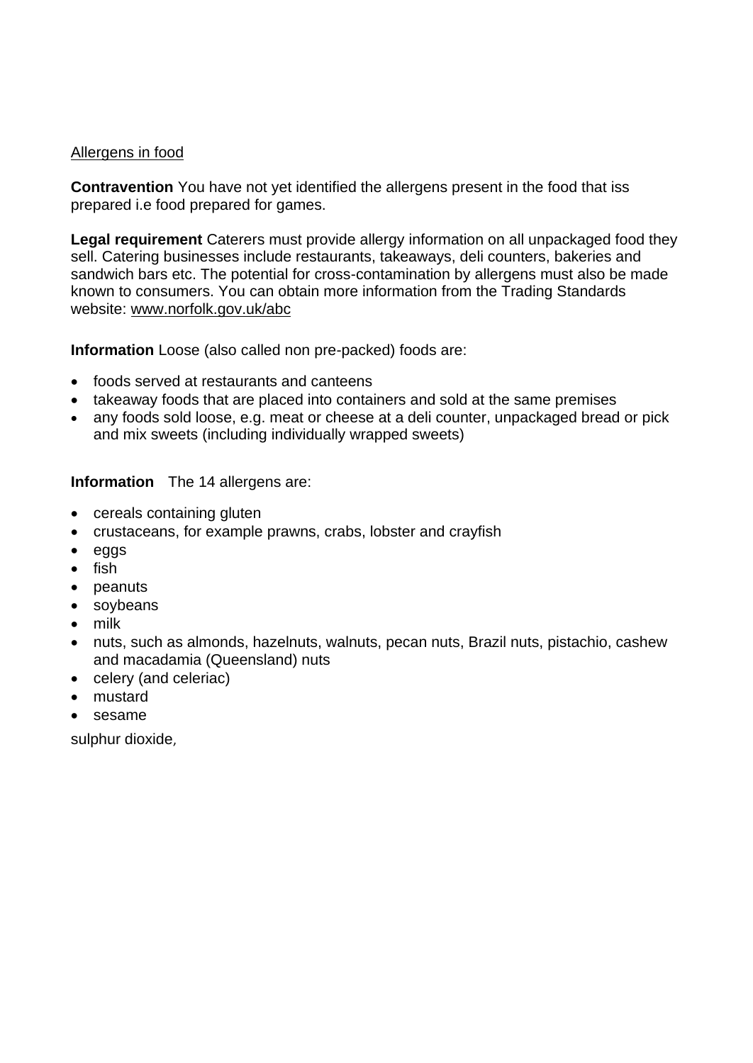Allergens in food

**Contravention** You have not yet identified the allergens present in the food that iss prepared i.e food prepared for games.

**Legal requirement** Caterers must provide allergy information on all unpackaged food they sell. Catering businesses include restaurants, takeaways, deli counters, bakeries and sandwich bars etc. The potential for cross-contamination by allergens must also be made known to consumers. You can obtain more information from the Trading Standards website: www.norfolk.gov.uk/abc

**Information** Loose (also called non pre-packed) foods are:

- foods served at restaurants and canteens
- takeaway foods that are placed into containers and sold at the same premises
- any foods sold loose, e.g. meat or cheese at a deli counter, unpackaged bread or pick and mix sweets (including individually wrapped sweets)

**Information** The 14 allergens are:

- cereals containing gluten
- crustaceans, for example prawns, crabs, lobster and crayfish
- eggs
- fish
- peanuts
- soybeans
- milk
- nuts, such as almonds, hazelnuts, walnuts, pecan nuts, Brazil nuts, pistachio, cashew and macadamia (Queensland) nuts
- celery (and celeriac)
- mustard
- sesame

sulphur dioxide,